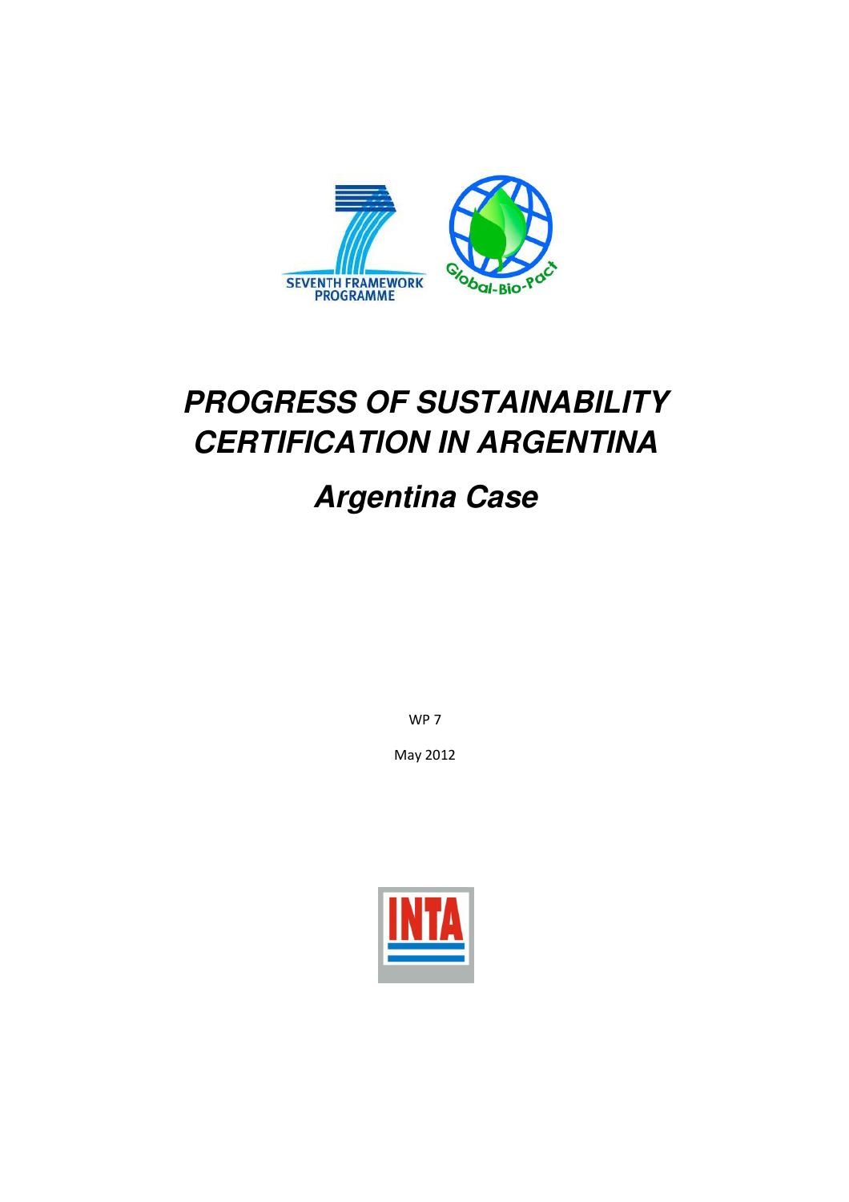# *PROGRESS OF SUSTAINABILITY CERTIFICATION IN ARGENTINA*

## *Argentina Case*

WP 7

May 2012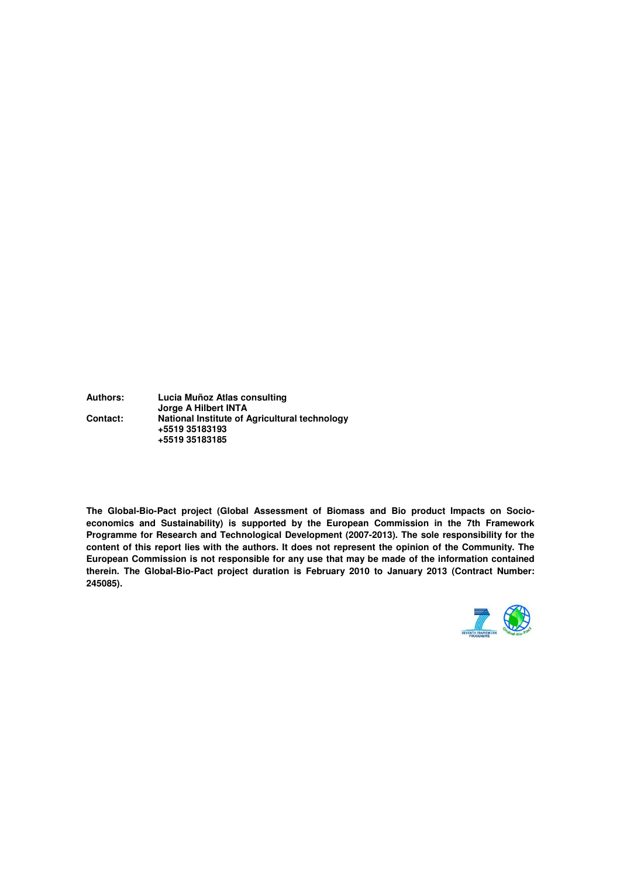**Authors:** Lucia Muñoz Atlas consulting
Jorge A Hilbert INTA

**Contact:** National Institute of Agricultural technology
+5519 35183193
+5519 35183185

**The Global-Bio-Pact project (Global Assessment of Biomass and Bio product Impacts on Socio-economics and Sustainability) is supported by the European Commission in the 7th Framework Programme for Research and Technological Development (2007-2013). The sole responsibility for the content of this report lies with the authors. It does not represent the opinion of the Community. The European Commission is not responsible for any use that may be made of the information contained therein. The Global-Bio-Pact project duration is February 2010 to January 2013 (Contract Number: 245085).**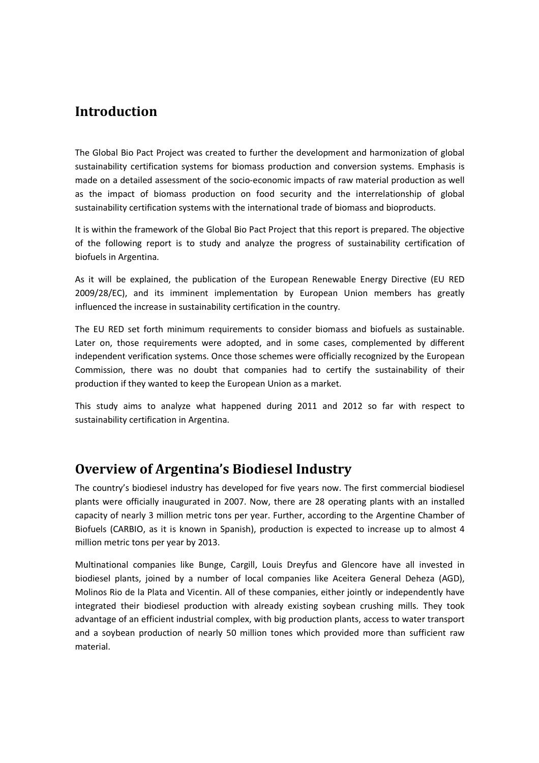## Introduction

The Global Bio Pact Project was created to further the development and harmonization of global sustainability certification systems for biomass production and conversion systems. Emphasis is made on a detailed assessment of the socio-economic impacts of raw material production as well as the impact of biomass production on food security and the interrelationship of global sustainability certification systems with the international trade of biomass and bioproducts.

It is within the framework of the Global Bio Pact Project that this report is prepared. The objective of the following report is to study and analyze the progress of sustainability certification of biofuels in Argentina.

As it will be explained, the publication of the European Renewable Energy Directive (EU RED 2009/28/EC), and its imminent implementation by European Union members has greatly influenced the increase in sustainability certification in the country.

The EU RED set forth minimum requirements to consider biomass and biofuels as sustainable. Later on, those requirements were adopted, and in some cases, complemented by different independent verification systems. Once those schemes were officially recognized by the European Commission, there was no doubt that companies had to certify the sustainability of their production if they wanted to keep the European Union as a market.

This study aims to analyze what happened during 2011 and 2012 so far with respect to sustainability certification in Argentina.

## Overview of Argentina's Biodiesel Industry

The country's biodiesel industry has developed for five years now. The first commercial biodiesel plants were officially inaugurated in 2007. Now, there are 28 operating plants with an installed capacity of nearly 3 million metric tons per year. Further, according to the Argentine Chamber of Biofuels (CARBIO, as it is known in Spanish), production is expected to increase up to almost 4 million metric tons per year by 2013.

Multinational companies like Bunge, Cargill, Louis Dreyfus and Glencore have all invested in biodiesel plants, joined by a number of local companies like Aceitera General Deheza (AGD), Molinos Rio de la Plata and Vicentin. All of these companies, either jointly or independently have integrated their biodiesel production with already existing soybean crushing mills. They took advantage of an efficient industrial complex, with big production plants, access to water transport and a soybean production of nearly 50 million tones which provided more than sufficient raw material.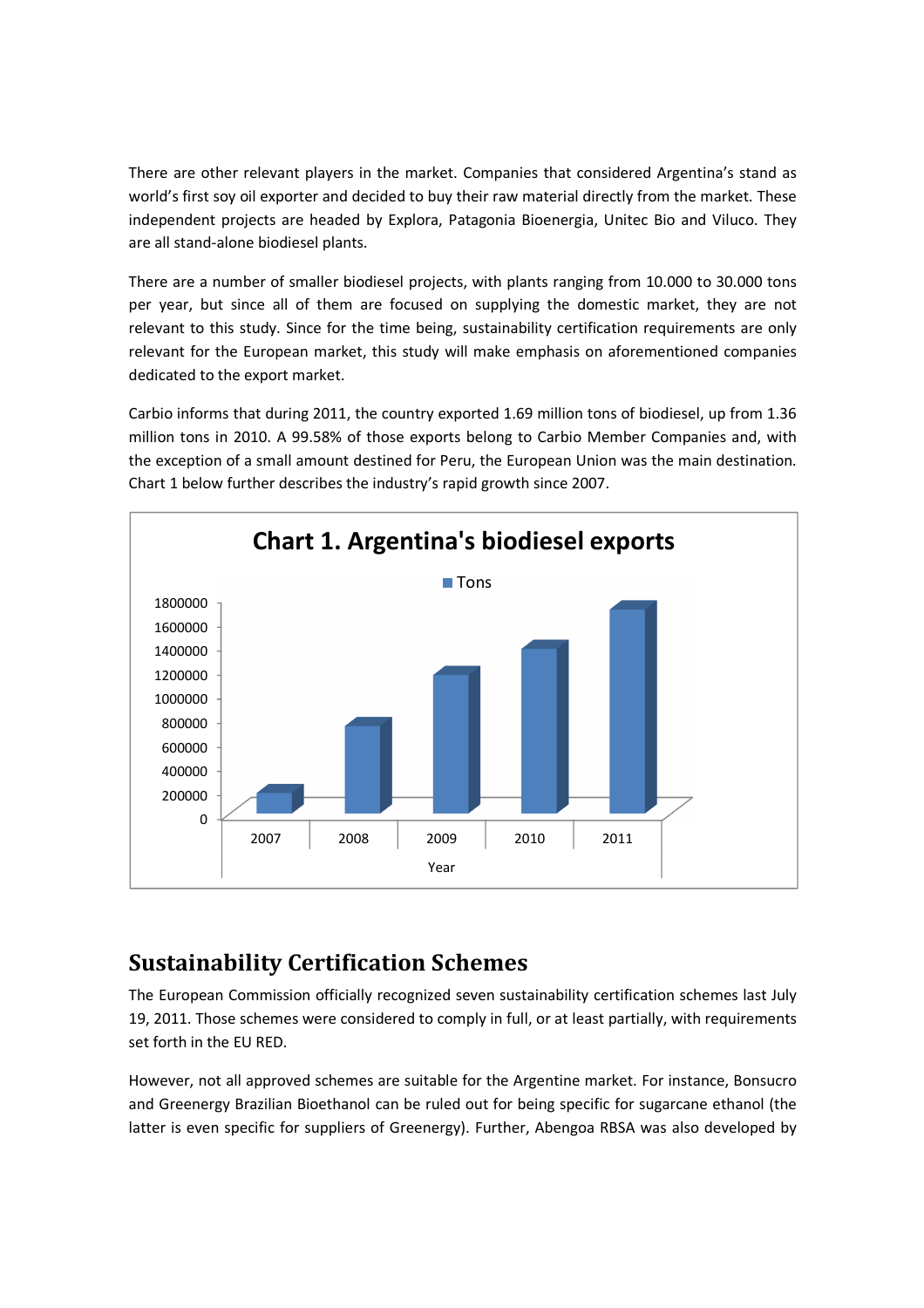There are other relevant players in the market. Companies that considered Argentina's stand as world's first soy oil exporter and decided to buy their raw material directly from the market. These independent projects are headed by Explora, Patagonia Bioenergia, Unitec Bio and Viluco. They are all stand-alone biodiesel plants.

There are a number of smaller biodiesel projects, with plants ranging from 10.000 to 30.000 tons per year, but since all of them are focused on supplying the domestic market, they are not relevant to this study. Since for the time being, sustainability certification requirements are only relevant for the European market, this study will make emphasis on aforementioned companies dedicated to the export market.

Carbio informs that during 2011, the country exported 1.69 million tons of biodiesel, up from 1.36 million tons in 2010. A 99.58% of those exports belong to Carbio Member Companies and, with the exception of a small amount destined for Peru, the European Union was the main destination. Chart 1 below further describes the industry's rapid growth since 2007.

**Chart 1. Argentina's biodiesel exports**

Tons

1800000
1600000
1400000
1200000
1000000
800000
600000
400000
200000
0

2007
2008
2009
2010
2011

Year

## Sustainability Certification Schemes

The European Commission officially recognized seven sustainability certification schemes last July 19, 2011. Those schemes were considered to comply in full, or at least partially, with requirements set forth in the EU RED.

However, not all approved schemes are suitable for the Argentine market. For instance, Bonsucro and Greenergy Brazilian Bioethanol can be ruled out for being specific for sugarcane ethanol (the latter is even specific for suppliers of Greenergy). Further, Abengoa RBSA was also developed by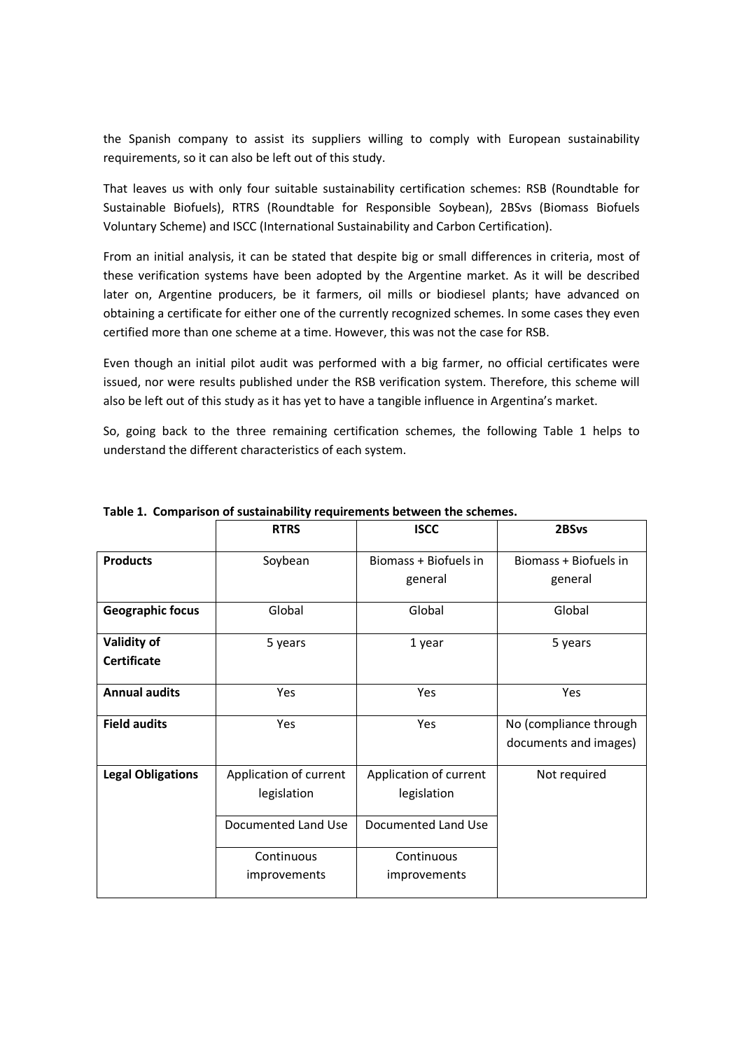the Spanish company to assist its suppliers willing to comply with European sustainability requirements, so it can also be left out of this study.

That leaves us with only four suitable sustainability certification schemes: RSB (Roundtable for Sustainable Biofuels), RTRS (Roundtable for Responsible Soybean), 2BSvs (Biomass Biofuels Voluntary Scheme) and ISCC (International Sustainability and Carbon Certification).

From an initial analysis, it can be stated that despite big or small differences in criteria, most of these verification systems have been adopted by the Argentine market. As it will be described later on, Argentine producers, be it farmers, oil mills or biodiesel plants; have advanced on obtaining a certificate for either one of the currently recognized schemes. In some cases they even certified more than one scheme at a time. However, this was not the case for RSB.

Even though an initial pilot audit was performed with a big farmer, no official certificates were issued, nor were results published under the RSB verification system. Therefore, this scheme will also be left out of this study as it has yet to have a tangible influence in Argentina's market.

So, going back to the three remaining certification schemes, the following Table 1 helps to understand the different characteristics of each system.

**Table 1. Comparison of sustainability requirements between the schemes.**

| | RTRS | ISCC | 2BSvs |
|---|---|---|---|
| **Products** | Soybean | Biomass + Biofuels in general | Biomass + Biofuels in general |
| **Geographic focus** | Global | Global | Global |
| **Validity of Certificate** | 5 years | 1 year | 5 years |
| **Annual audits** | Yes | Yes | Yes |
| **Field audits** | Yes | Yes | No (compliance through documents and images) |
| **Legal Obligations** | Application of current legislation | Application of current legislation | Not required |
| | Documented Land Use | Documented Land Use | |
| | Continuous improvements | Continuous improvements | |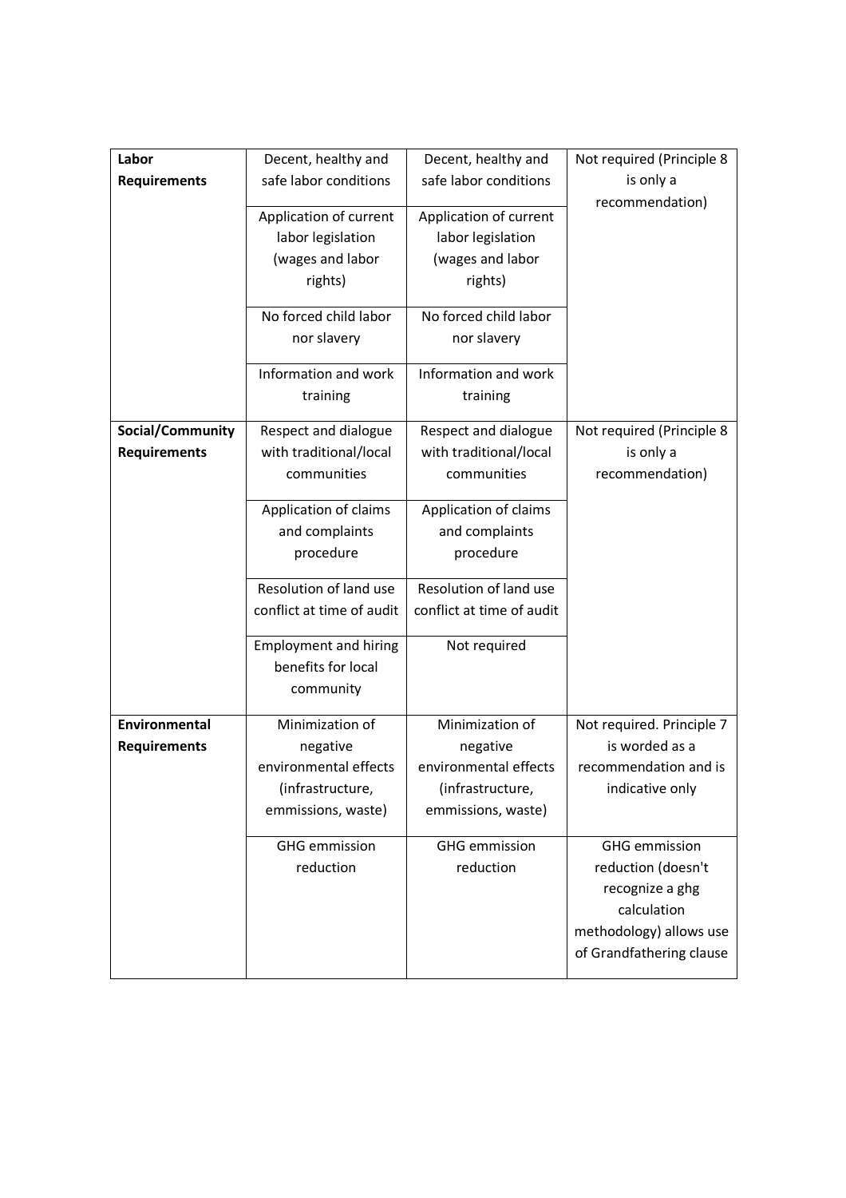| | | | |
|---|---|---|---|
| **Labor Requirements** | Decent, healthy and safe labor conditions | Decent, healthy and safe labor conditions | Not required (Principle 8 is only a recommendation) |
| | Application of current labor legislation (wages and labor rights) | Application of current labor legislation (wages and labor rights) | |
| | No forced child labor nor slavery | No forced child labor nor slavery | |
| | Information and work training | Information and work training | |
| **Social/Community Requirements** | Respect and dialogue with traditional/local communities | Respect and dialogue with traditional/local communities | Not required (Principle 8 is only a recommendation) |
| | Application of claims and complaints procedure | Application of claims and complaints procedure | |
| | Resolution of land use conflict at time of audit | Resolution of land use conflict at time of audit | |
| | Employment and hiring benefits for local community | Not required | |
| **Environmental Requirements** | Minimization of negative environmental effects (infrastructure, emmissions, waste) | Minimization of negative environmental effects (infrastructure, emmissions, waste) | Not required. Principle 7 is worded as a recommendation and is indicative only |
| | GHG emmission reduction | GHG emmission reduction | GHG emmission reduction (doesn't recognize a ghg calculation methodology) allows use of Grandfathering clause |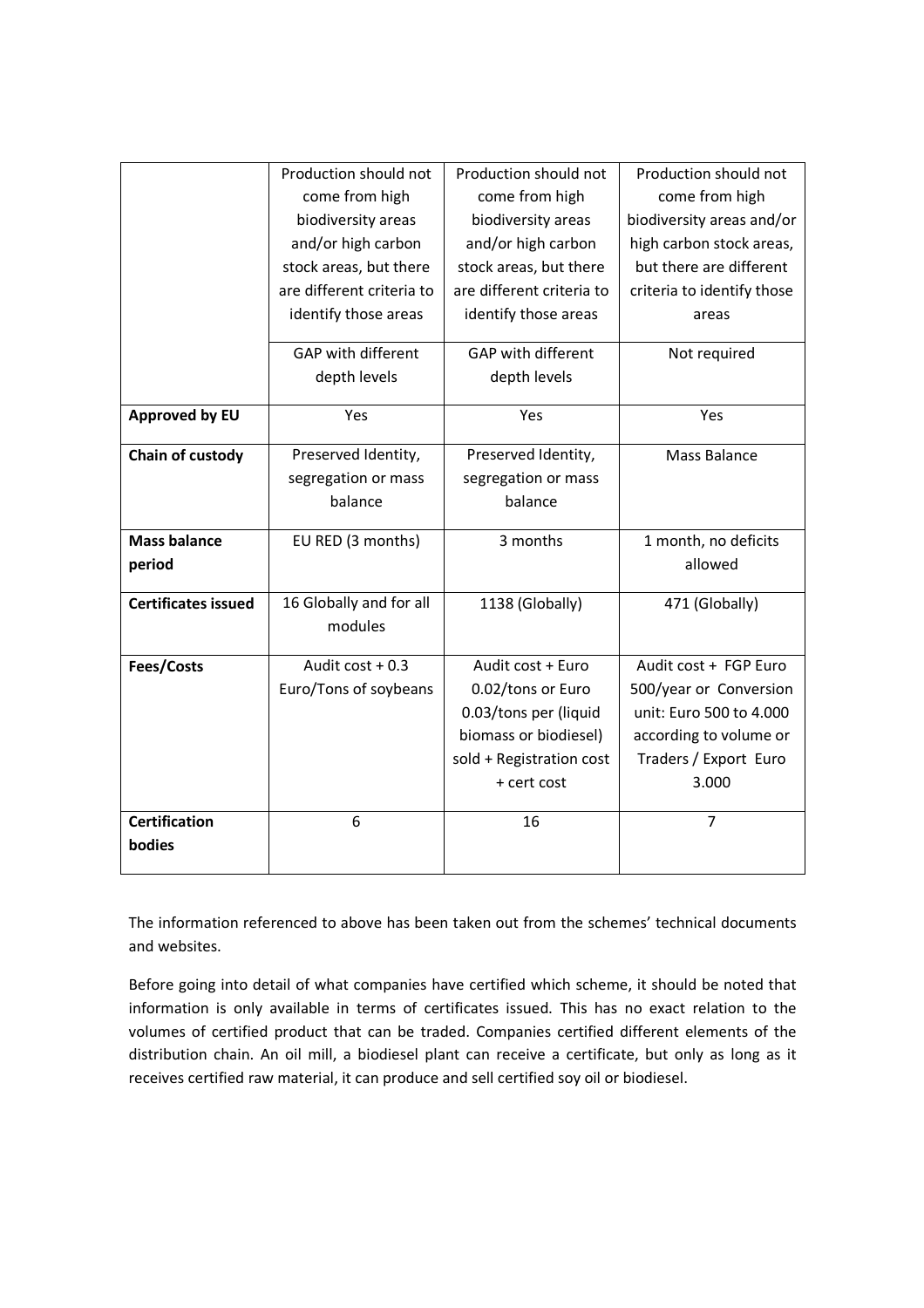| | | | |
|---|---|---|---|
| | Production should not come from high biodiversity areas and/or high carbon stock areas, but there are different criteria to identify those areas | Production should not come from high biodiversity areas and/or high carbon stock areas, but there are different criteria to identify those areas | Production should not come from high biodiversity areas and/or high carbon stock areas, but there are different criteria to identify those areas |
| | GAP with different depth levels | GAP with different depth levels | Not required |
| **Approved by EU** | Yes | Yes | Yes |
| **Chain of custody** | Preserved Identity, segregation or mass balance | Preserved Identity, segregation or mass balance | Mass Balance |
| **Mass balance period** | EU RED (3 months) | 3 months | 1 month, no deficits allowed |
| **Certificates issued** | 16 Globally and for all modules | 1138 (Globally) | 471 (Globally) |
| **Fees/Costs** | Audit cost + 0.3 Euro/Tons of soybeans | Audit cost + Euro 0.02/tons or Euro 0.03/tons per (liquid biomass or biodiesel) sold + Registration cost + cert cost | Audit cost + FGP Euro 500/year or Conversion unit: Euro 500 to 4.000 according to volume or Traders / Export Euro 3.000 |
| **Certification bodies** | 6 | 16 | 7 |

The information referenced to above has been taken out from the schemes' technical documents and websites.

Before going into detail of what companies have certified which scheme, it should be noted that information is only available in terms of certificates issued. This has no exact relation to the volumes of certified product that can be traded. Companies certified different elements of the distribution chain. An oil mill, a biodiesel plant can receive a certificate, but only as long as it receives certified raw material, it can produce and sell certified soy oil or biodiesel.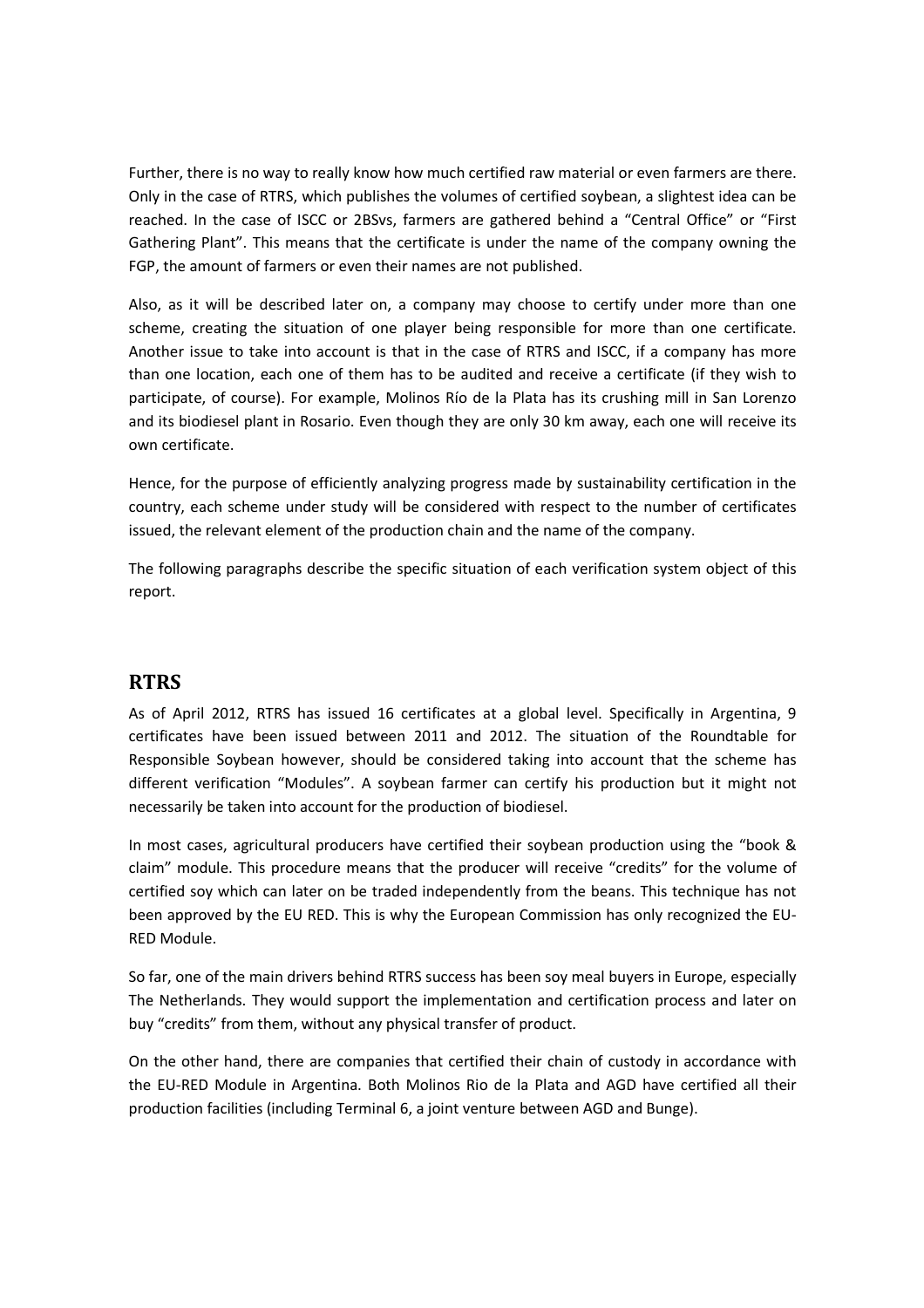Further, there is no way to really know how much certified raw material or even farmers are there. Only in the case of RTRS, which publishes the volumes of certified soybean, a slightest idea can be reached. In the case of ISCC or 2BSvs, farmers are gathered behind a "Central Office" or "First Gathering Plant". This means that the certificate is under the name of the company owning the FGP, the amount of farmers or even their names are not published.

Also, as it will be described later on, a company may choose to certify under more than one scheme, creating the situation of one player being responsible for more than one certificate. Another issue to take into account is that in the case of RTRS and ISCC, if a company has more than one location, each one of them has to be audited and receive a certificate (if they wish to participate, of course). For example, Molinos Río de la Plata has its crushing mill in San Lorenzo and its biodiesel plant in Rosario. Even though they are only 30 km away, each one will receive its own certificate.

Hence, for the purpose of efficiently analyzing progress made by sustainability certification in the country, each scheme under study will be considered with respect to the number of certificates issued, the relevant element of the production chain and the name of the company.

The following paragraphs describe the specific situation of each verification system object of this report.

## RTRS

As of April 2012, RTRS has issued 16 certificates at a global level. Specifically in Argentina, 9 certificates have been issued between 2011 and 2012. The situation of the Roundtable for Responsible Soybean however, should be considered taking into account that the scheme has different verification "Modules". A soybean farmer can certify his production but it might not necessarily be taken into account for the production of biodiesel.

In most cases, agricultural producers have certified their soybean production using the "book & claim" module. This procedure means that the producer will receive "credits" for the volume of certified soy which can later on be traded independently from the beans. This technique has not been approved by the EU RED. This is why the European Commission has only recognized the EU-RED Module.

So far, one of the main drivers behind RTRS success has been soy meal buyers in Europe, especially The Netherlands. They would support the implementation and certification process and later on buy "credits" from them, without any physical transfer of product.

On the other hand, there are companies that certified their chain of custody in accordance with the EU-RED Module in Argentina. Both Molinos Rio de la Plata and AGD have certified all their production facilities (including Terminal 6, a joint venture between AGD and Bunge).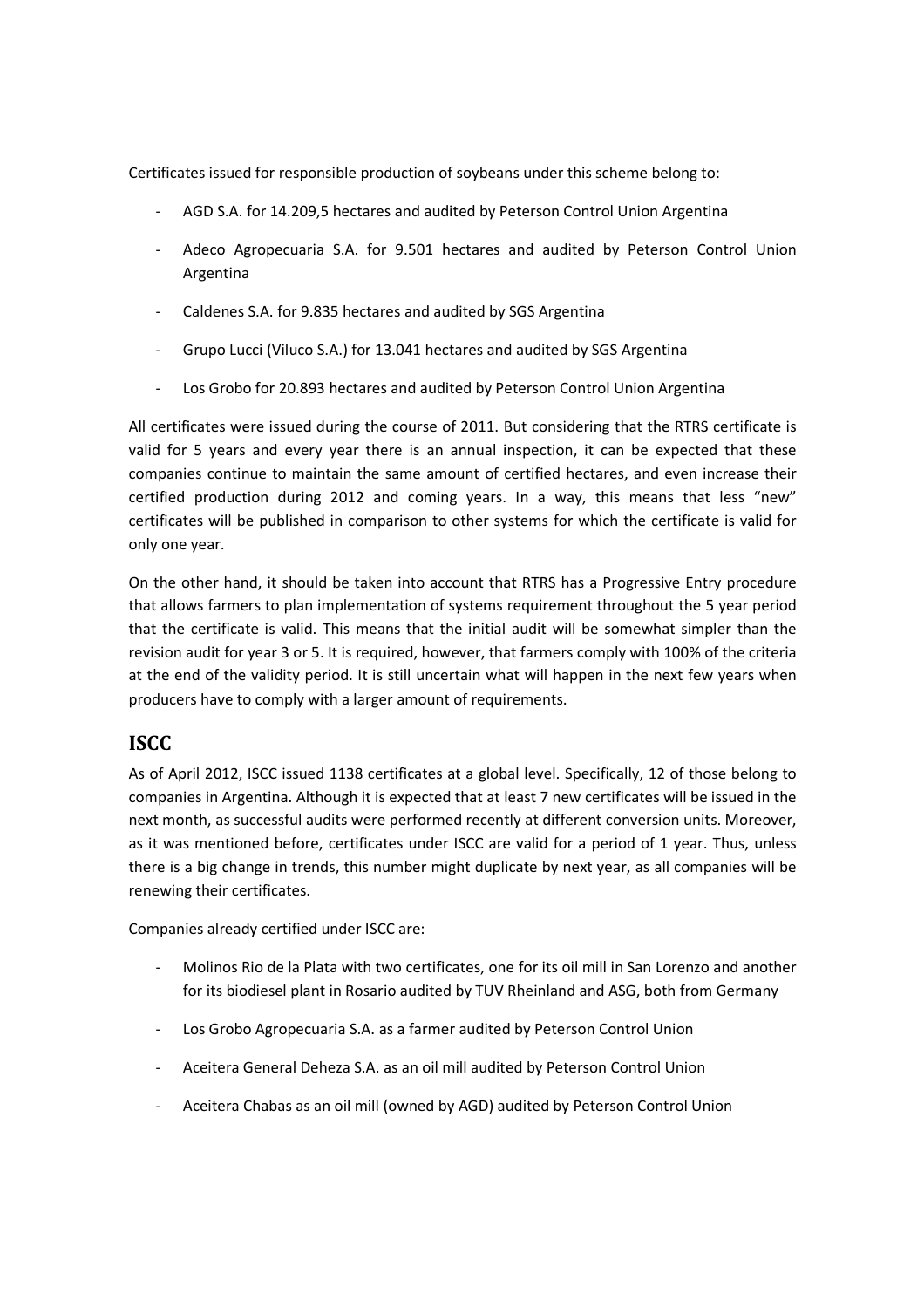Certificates issued for responsible production of soybeans under this scheme belong to:

- AGD S.A. for 14.209,5 hectares and audited by Peterson Control Union Argentina
- Adeco Agropecuaria S.A. for 9.501 hectares and audited by Peterson Control Union Argentina
- Caldenes S.A. for 9.835 hectares and audited by SGS Argentina
- Grupo Lucci (Viluco S.A.) for 13.041 hectares and audited by SGS Argentina
- Los Grobo for 20.893 hectares and audited by Peterson Control Union Argentina

All certificates were issued during the course of 2011. But considering that the RTRS certificate is valid for 5 years and every year there is an annual inspection, it can be expected that these companies continue to maintain the same amount of certified hectares, and even increase their certified production during 2012 and coming years. In a way, this means that less "new" certificates will be published in comparison to other systems for which the certificate is valid for only one year.

On the other hand, it should be taken into account that RTRS has a Progressive Entry procedure that allows farmers to plan implementation of systems requirement throughout the 5 year period that the certificate is valid. This means that the initial audit will be somewhat simpler than the revision audit for year 3 or 5. It is required, however, that farmers comply with 100% of the criteria at the end of the validity period. It is still uncertain what will happen in the next few years when producers have to comply with a larger amount of requirements.

## ISCC

As of April 2012, ISCC issued 1138 certificates at a global level. Specifically, 12 of those belong to companies in Argentina. Although it is expected that at least 7 new certificates will be issued in the next month, as successful audits were performed recently at different conversion units. Moreover, as it was mentioned before, certificates under ISCC are valid for a period of 1 year. Thus, unless there is a big change in trends, this number might duplicate by next year, as all companies will be renewing their certificates.

Companies already certified under ISCC are:

- Molinos Rio de la Plata with two certificates, one for its oil mill in San Lorenzo and another for its biodiesel plant in Rosario audited by TUV Rheinland and ASG, both from Germany
- Los Grobo Agropecuaria S.A. as a farmer audited by Peterson Control Union
- Aceitera General Deheza S.A. as an oil mill audited by Peterson Control Union
- Aceitera Chabas as an oil mill (owned by AGD) audited by Peterson Control Union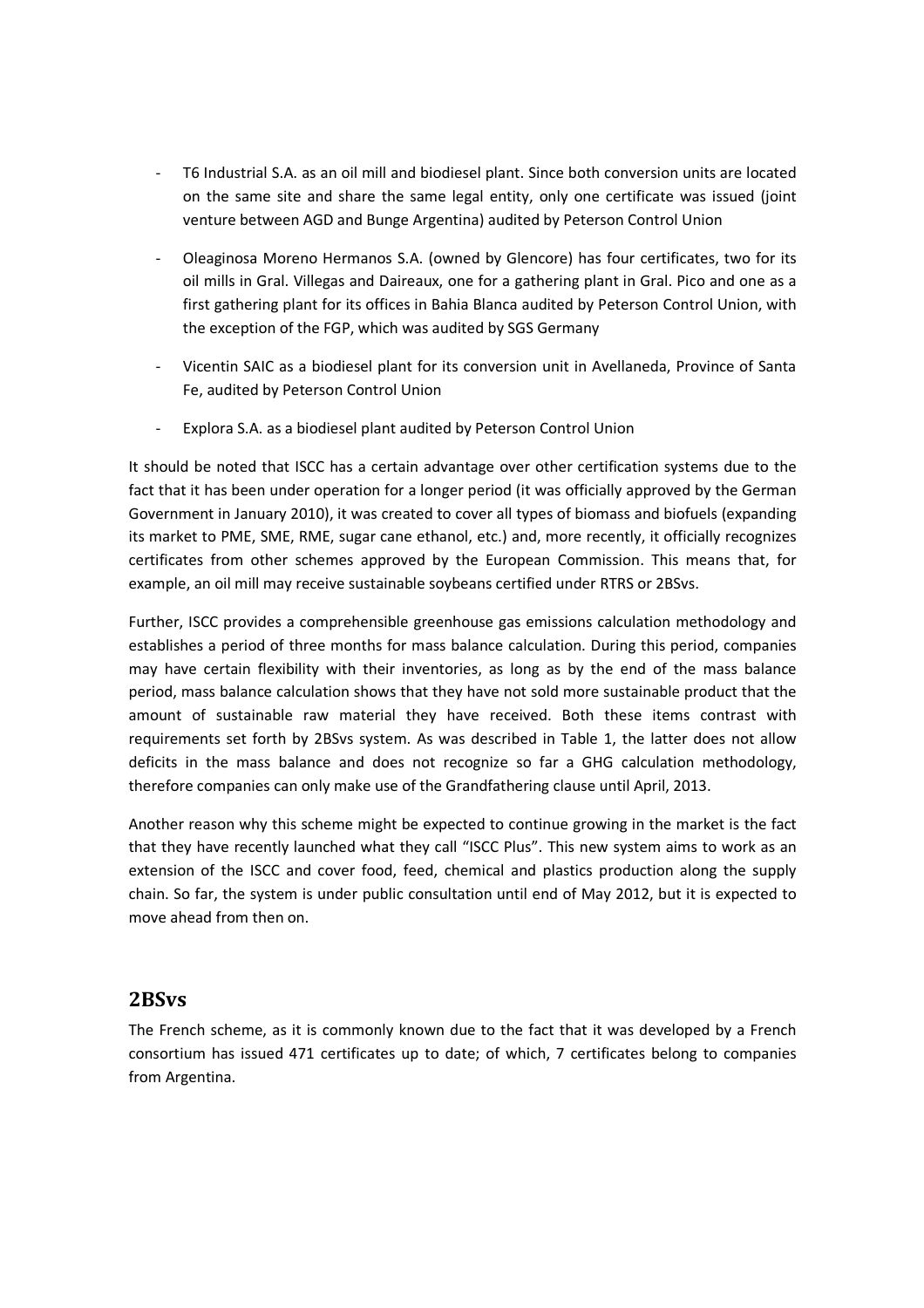- T6 Industrial S.A. as an oil mill and biodiesel plant. Since both conversion units are located on the same site and share the same legal entity, only one certificate was issued (joint venture between AGD and Bunge Argentina) audited by Peterson Control Union

- Oleaginosa Moreno Hermanos S.A. (owned by Glencore) has four certificates, two for its oil mills in Gral. Villegas and Daireaux, one for a gathering plant in Gral. Pico and one as a first gathering plant for its offices in Bahia Blanca audited by Peterson Control Union, with the exception of the FGP, which was audited by SGS Germany

- Vicentin SAIC as a biodiesel plant for its conversion unit in Avellaneda, Province of Santa Fe, audited by Peterson Control Union

- Explora S.A. as a biodiesel plant audited by Peterson Control Union

It should be noted that ISCC has a certain advantage over other certification systems due to the fact that it has been under operation for a longer period (it was officially approved by the German Government in January 2010), it was created to cover all types of biomass and biofuels (expanding its market to PME, SME, RME, sugar cane ethanol, etc.) and, more recently, it officially recognizes certificates from other schemes approved by the European Commission. This means that, for example, an oil mill may receive sustainable soybeans certified under RTRS or 2BSvs.

Further, ISCC provides a comprehensible greenhouse gas emissions calculation methodology and establishes a period of three months for mass balance calculation. During this period, companies may have certain flexibility with their inventories, as long as by the end of the mass balance period, mass balance calculation shows that they have not sold more sustainable product that the amount of sustainable raw material they have received. Both these items contrast with requirements set forth by 2BSvs system. As was described in Table 1, the latter does not allow deficits in the mass balance and does not recognize so far a GHG calculation methodology, therefore companies can only make use of the Grandfathering clause until April, 2013.

Another reason why this scheme might be expected to continue growing in the market is the fact that they have recently launched what they call "ISCC Plus". This new system aims to work as an extension of the ISCC and cover food, feed, chemical and plastics production along the supply chain. So far, the system is under public consultation until end of May 2012, but it is expected to move ahead from then on.

## 2BSvs

The French scheme, as it is commonly known due to the fact that it was developed by a French consortium has issued 471 certificates up to date; of which, 7 certificates belong to companies from Argentina.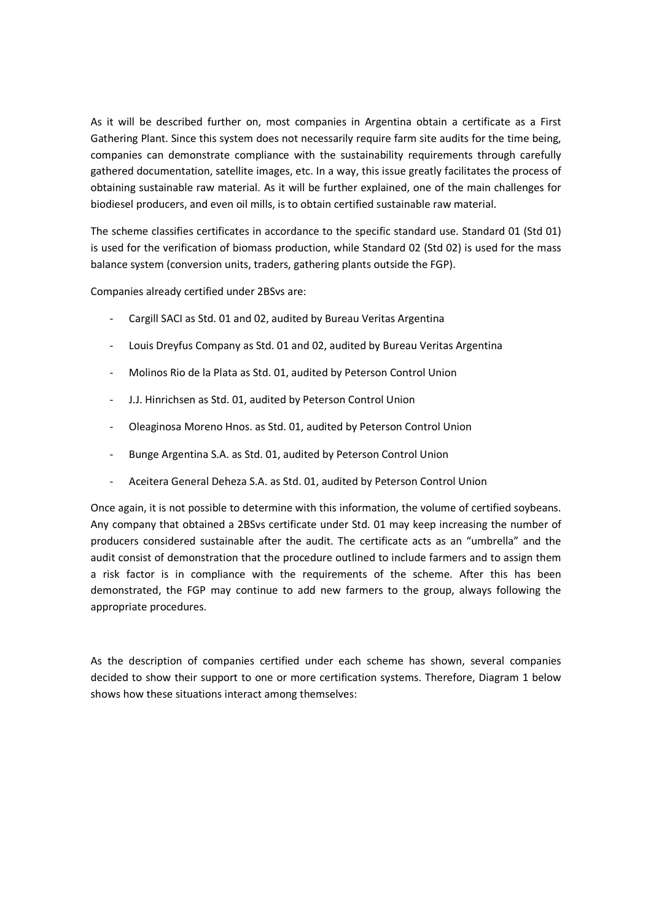As it will be described further on, most companies in Argentina obtain a certificate as a First Gathering Plant. Since this system does not necessarily require farm site audits for the time being, companies can demonstrate compliance with the sustainability requirements through carefully gathered documentation, satellite images, etc. In a way, this issue greatly facilitates the process of obtaining sustainable raw material. As it will be further explained, one of the main challenges for biodiesel producers, and even oil mills, is to obtain certified sustainable raw material.

The scheme classifies certificates in accordance to the specific standard use. Standard 01 (Std 01) is used for the verification of biomass production, while Standard 02 (Std 02) is used for the mass balance system (conversion units, traders, gathering plants outside the FGP).

Companies already certified under 2BSvs are:

- Cargill SACI as Std. 01 and 02, audited by Bureau Veritas Argentina
- Louis Dreyfus Company as Std. 01 and 02, audited by Bureau Veritas Argentina
- Molinos Rio de la Plata as Std. 01, audited by Peterson Control Union
- J.J. Hinrichsen as Std. 01, audited by Peterson Control Union
- Oleaginosa Moreno Hnos. as Std. 01, audited by Peterson Control Union
- Bunge Argentina S.A. as Std. 01, audited by Peterson Control Union
- Aceitera General Deheza S.A. as Std. 01, audited by Peterson Control Union

Once again, it is not possible to determine with this information, the volume of certified soybeans. Any company that obtained a 2BSvs certificate under Std. 01 may keep increasing the number of producers considered sustainable after the audit. The certificate acts as an "umbrella" and the audit consist of demonstration that the procedure outlined to include farmers and to assign them a risk factor is in compliance with the requirements of the scheme. After this has been demonstrated, the FGP may continue to add new farmers to the group, always following the appropriate procedures.

As the description of companies certified under each scheme has shown, several companies decided to show their support to one or more certification systems. Therefore, Diagram 1 below shows how these situations interact among themselves: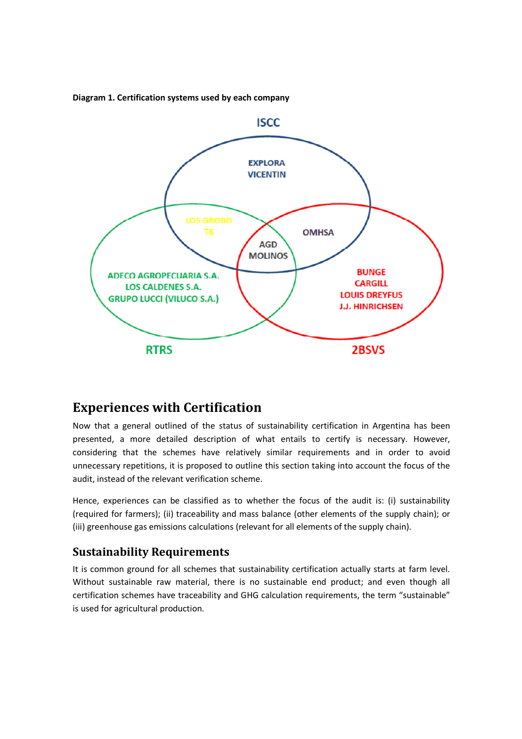**Diagram 1. Certification systems used by each company**

ISCC

EXPLORA
VICENTIN

LOS GROBO
T6

OMHSA

AGD
MOLINOS

ADECO AGROPECUARIA S.A.
LOS CALDENES S.A.
GRUPO LUCCI (VILUCO S.A.)

BUNGE
CARGILL
LOUIS DREYFUS
J.J. HINRICHSEN

RTRS

2BSVS

# Experiences with Certification

Now that a general outlined of the status of sustainability certification in Argentina has been presented, a more detailed description of what entails to certify is necessary. However, considering that the schemes have relatively similar requirements and in order to avoid unnecessary repetitions, it is proposed to outline this section taking into account the focus of the audit, instead of the relevant verification scheme.

Hence, experiences can be classified as to whether the focus of the audit is: (i) sustainability (required for farmers); (ii) traceability and mass balance (other elements of the supply chain); or (iii) greenhouse gas emissions calculations (relevant for all elements of the supply chain).

## Sustainability Requirements

It is common ground for all schemes that sustainability certification actually starts at farm level. Without sustainable raw material, there is no sustainable end product; and even though all certification schemes have traceability and GHG calculation requirements, the term "sustainable" is used for agricultural production.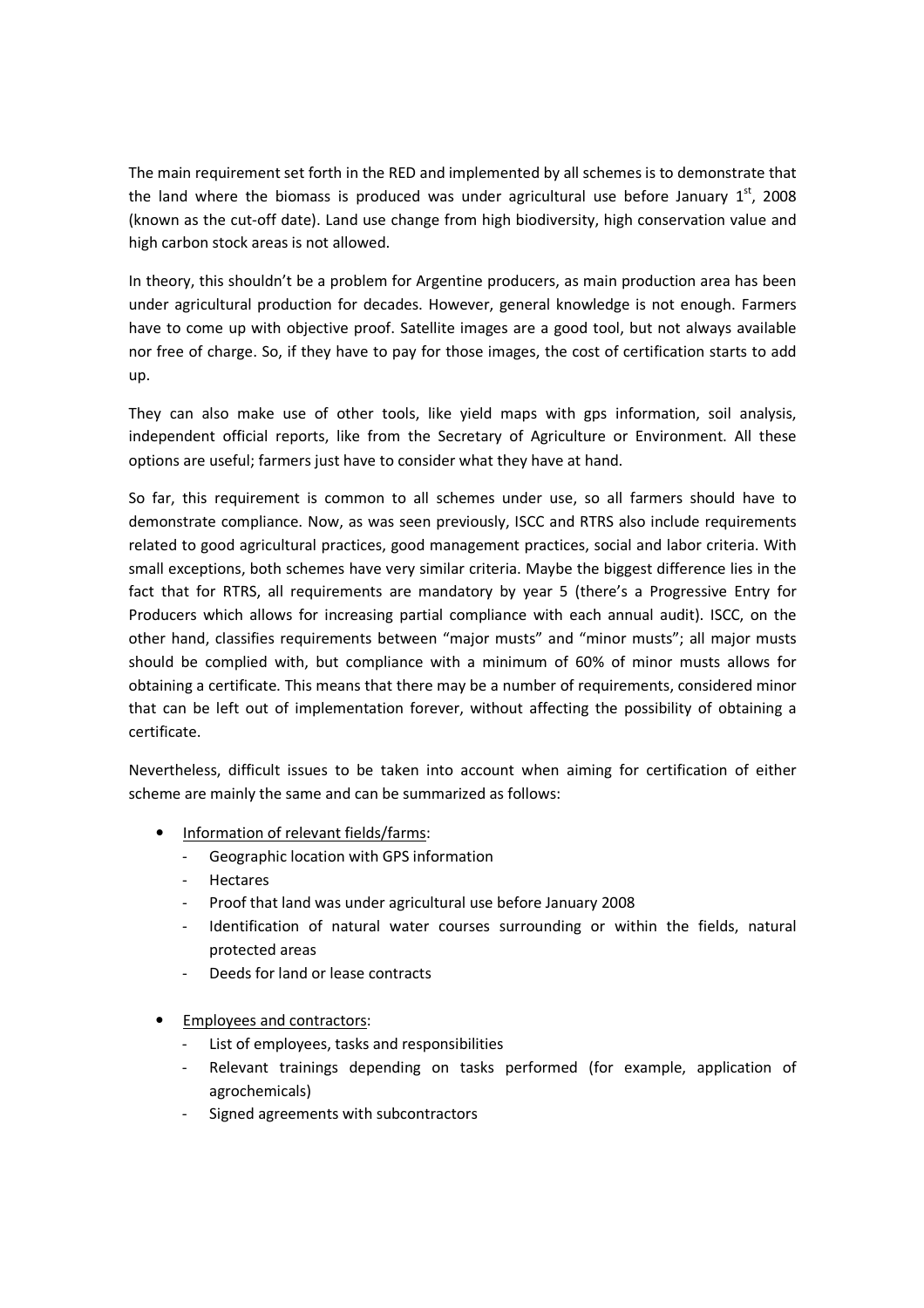The main requirement set forth in the RED and implemented by all schemes is to demonstrate that the land where the biomass is produced was under agricultural use before January 1st, 2008 (known as the cut-off date). Land use change from high biodiversity, high conservation value and high carbon stock areas is not allowed.

In theory, this shouldn't be a problem for Argentine producers, as main production area has been under agricultural production for decades. However, general knowledge is not enough. Farmers have to come up with objective proof. Satellite images are a good tool, but not always available nor free of charge. So, if they have to pay for those images, the cost of certification starts to add up.

They can also make use of other tools, like yield maps with gps information, soil analysis, independent official reports, like from the Secretary of Agriculture or Environment. All these options are useful; farmers just have to consider what they have at hand.

So far, this requirement is common to all schemes under use, so all farmers should have to demonstrate compliance. Now, as was seen previously, ISCC and RTRS also include requirements related to good agricultural practices, good management practices, social and labor criteria. With small exceptions, both schemes have very similar criteria. Maybe the biggest difference lies in the fact that for RTRS, all requirements are mandatory by year 5 (there's a Progressive Entry for Producers which allows for increasing partial compliance with each annual audit). ISCC, on the other hand, classifies requirements between "major musts" and "minor musts"; all major musts should be complied with, but compliance with a minimum of 60% of minor musts allows for obtaining a certificate. This means that there may be a number of requirements, considered minor that can be left out of implementation forever, without affecting the possibility of obtaining a certificate.

Nevertheless, difficult issues to be taken into account when aiming for certification of either scheme are mainly the same and can be summarized as follows:

- Information of relevant fields/farms:
  - Geographic location with GPS information
  - Hectares
  - Proof that land was under agricultural use before January 2008
  - Identification of natural water courses surrounding or within the fields, natural protected areas
  - Deeds for land or lease contracts
- Employees and contractors:
  - List of employees, tasks and responsibilities
  - Relevant trainings depending on tasks performed (for example, application of agrochemicals)
  - Signed agreements with subcontractors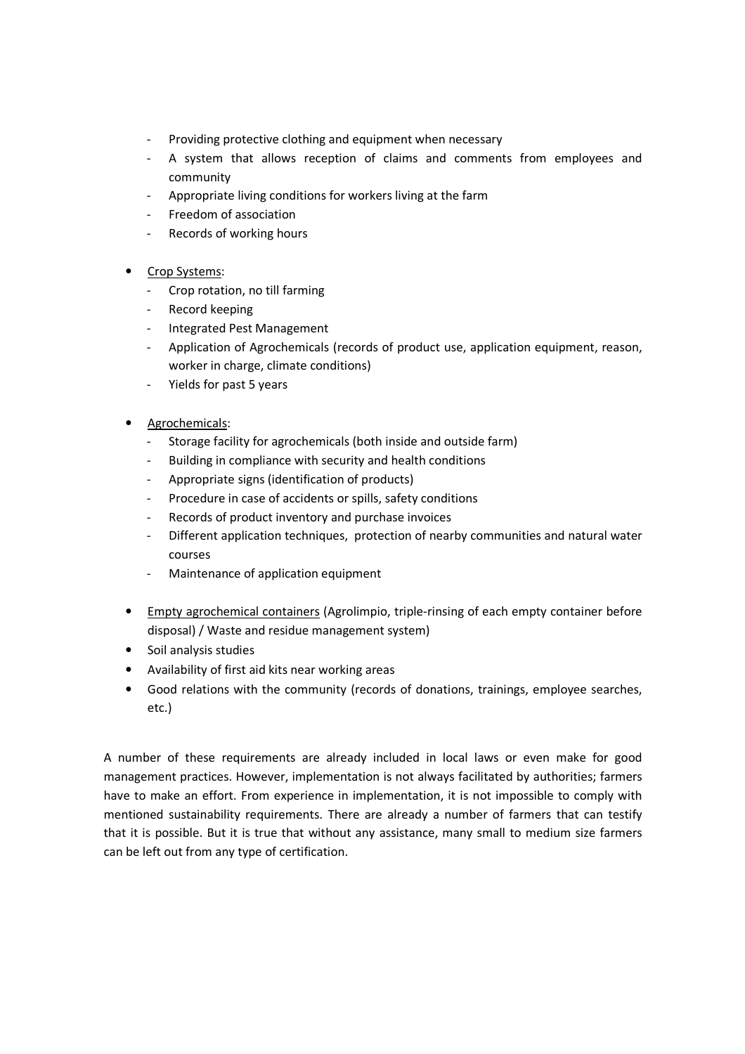- Providing protective clothing and equipment when necessary
- A system that allows reception of claims and comments from employees and community
- Appropriate living conditions for workers living at the farm
- Freedom of association
- Records of working hours

- Crop Systems:
  - Crop rotation, no till farming
  - Record keeping
  - Integrated Pest Management
  - Application of Agrochemicals (records of product use, application equipment, reason, worker in charge, climate conditions)
  - Yields for past 5 years

- Agrochemicals:
  - Storage facility for agrochemicals (both inside and outside farm)
  - Building in compliance with security and health conditions
  - Appropriate signs (identification of products)
  - Procedure in case of accidents or spills, safety conditions
  - Records of product inventory and purchase invoices
  - Different application techniques, protection of nearby communities and natural water courses
  - Maintenance of application equipment

- Empty agrochemical containers (Agrolimpio, triple-rinsing of each empty container before disposal) / Waste and residue management system)
- Soil analysis studies
- Availability of first aid kits near working areas
- Good relations with the community (records of donations, trainings, employee searches, etc.)

A number of these requirements are already included in local laws or even make for good management practices. However, implementation is not always facilitated by authorities; farmers have to make an effort. From experience in implementation, it is not impossible to comply with mentioned sustainability requirements. There are already a number of farmers that can testify that it is possible. But it is true that without any assistance, many small to medium size farmers can be left out from any type of certification.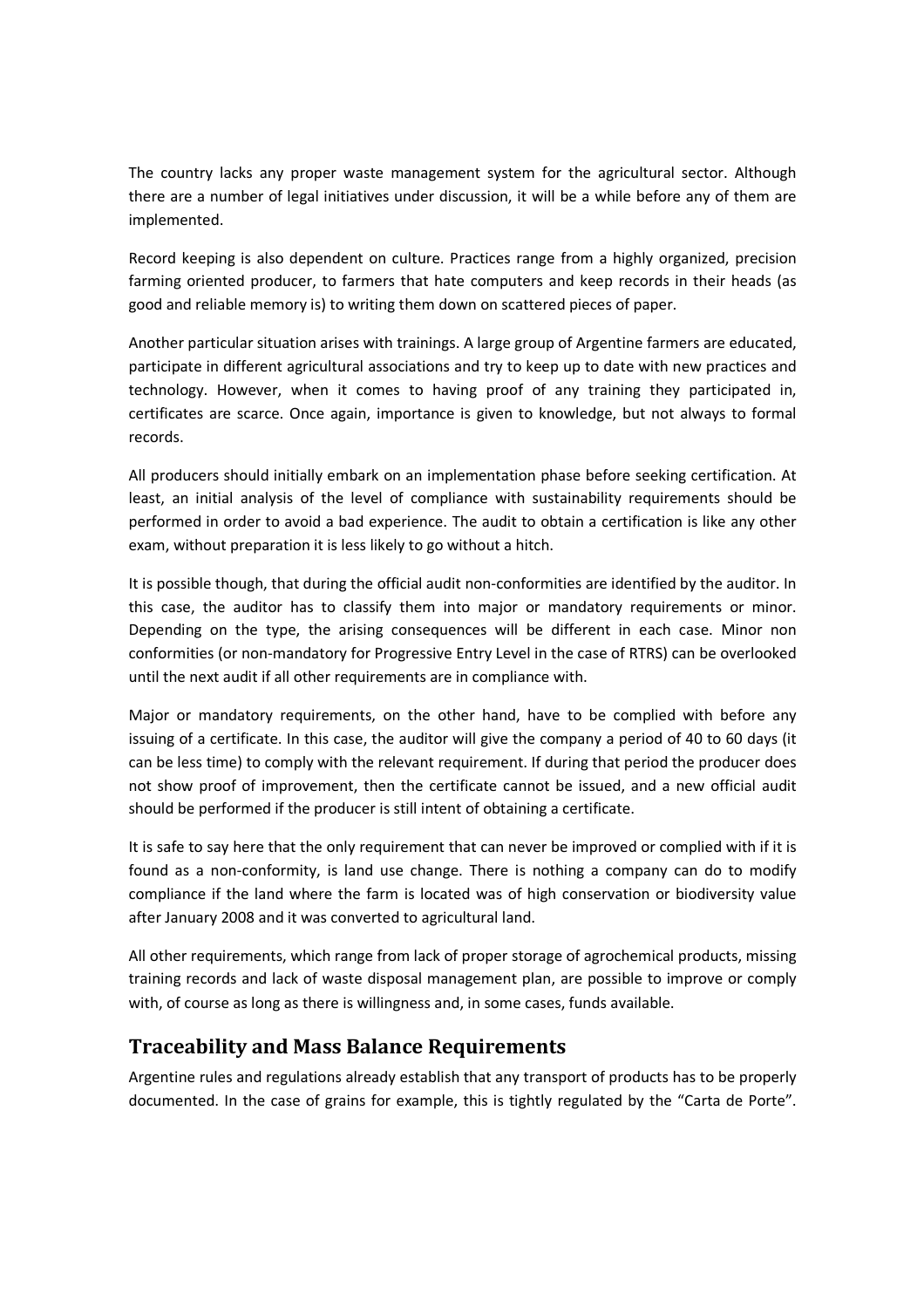The country lacks any proper waste management system for the agricultural sector. Although there are a number of legal initiatives under discussion, it will be a while before any of them are implemented.

Record keeping is also dependent on culture. Practices range from a highly organized, precision farming oriented producer, to farmers that hate computers and keep records in their heads (as good and reliable memory is) to writing them down on scattered pieces of paper.

Another particular situation arises with trainings. A large group of Argentine farmers are educated, participate in different agricultural associations and try to keep up to date with new practices and technology. However, when it comes to having proof of any training they participated in, certificates are scarce. Once again, importance is given to knowledge, but not always to formal records.

All producers should initially embark on an implementation phase before seeking certification. At least, an initial analysis of the level of compliance with sustainability requirements should be performed in order to avoid a bad experience. The audit to obtain a certification is like any other exam, without preparation it is less likely to go without a hitch.

It is possible though, that during the official audit non-conformities are identified by the auditor. In this case, the auditor has to classify them into major or mandatory requirements or minor. Depending on the type, the arising consequences will be different in each case. Minor non conformities (or non-mandatory for Progressive Entry Level in the case of RTRS) can be overlooked until the next audit if all other requirements are in compliance with.

Major or mandatory requirements, on the other hand, have to be complied with before any issuing of a certificate. In this case, the auditor will give the company a period of 40 to 60 days (it can be less time) to comply with the relevant requirement. If during that period the producer does not show proof of improvement, then the certificate cannot be issued, and a new official audit should be performed if the producer is still intent of obtaining a certificate.

It is safe to say here that the only requirement that can never be improved or complied with if it is found as a non-conformity, is land use change. There is nothing a company can do to modify compliance if the land where the farm is located was of high conservation or biodiversity value after January 2008 and it was converted to agricultural land.

All other requirements, which range from lack of proper storage of agrochemical products, missing training records and lack of waste disposal management plan, are possible to improve or comply with, of course as long as there is willingness and, in some cases, funds available.

## Traceability and Mass Balance Requirements

Argentine rules and regulations already establish that any transport of products has to be properly documented. In the case of grains for example, this is tightly regulated by the "Carta de Porte".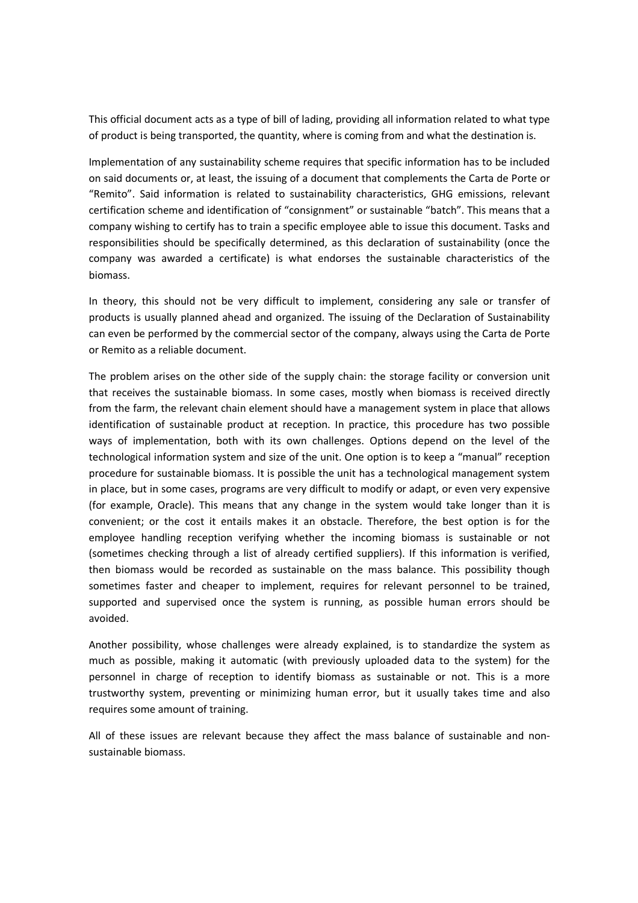This official document acts as a type of bill of lading, providing all information related to what type of product is being transported, the quantity, where is coming from and what the destination is.

Implementation of any sustainability scheme requires that specific information has to be included on said documents or, at least, the issuing of a document that complements the Carta de Porte or "Remito". Said information is related to sustainability characteristics, GHG emissions, relevant certification scheme and identification of "consignment" or sustainable "batch". This means that a company wishing to certify has to train a specific employee able to issue this document. Tasks and responsibilities should be specifically determined, as this declaration of sustainability (once the company was awarded a certificate) is what endorses the sustainable characteristics of the biomass.

In theory, this should not be very difficult to implement, considering any sale or transfer of products is usually planned ahead and organized. The issuing of the Declaration of Sustainability can even be performed by the commercial sector of the company, always using the Carta de Porte or Remito as a reliable document.

The problem arises on the other side of the supply chain: the storage facility or conversion unit that receives the sustainable biomass. In some cases, mostly when biomass is received directly from the farm, the relevant chain element should have a management system in place that allows identification of sustainable product at reception. In practice, this procedure has two possible ways of implementation, both with its own challenges. Options depend on the level of the technological information system and size of the unit. One option is to keep a "manual" reception procedure for sustainable biomass. It is possible the unit has a technological management system in place, but in some cases, programs are very difficult to modify or adapt, or even very expensive (for example, Oracle). This means that any change in the system would take longer than it is convenient; or the cost it entails makes it an obstacle. Therefore, the best option is for the employee handling reception verifying whether the incoming biomass is sustainable or not (sometimes checking through a list of already certified suppliers). If this information is verified, then biomass would be recorded as sustainable on the mass balance. This possibility though sometimes faster and cheaper to implement, requires for relevant personnel to be trained, supported and supervised once the system is running, as possible human errors should be avoided.

Another possibility, whose challenges were already explained, is to standardize the system as much as possible, making it automatic (with previously uploaded data to the system) for the personnel in charge of reception to identify biomass as sustainable or not. This is a more trustworthy system, preventing or minimizing human error, but it usually takes time and also requires some amount of training.

All of these issues are relevant because they affect the mass balance of sustainable and non-sustainable biomass.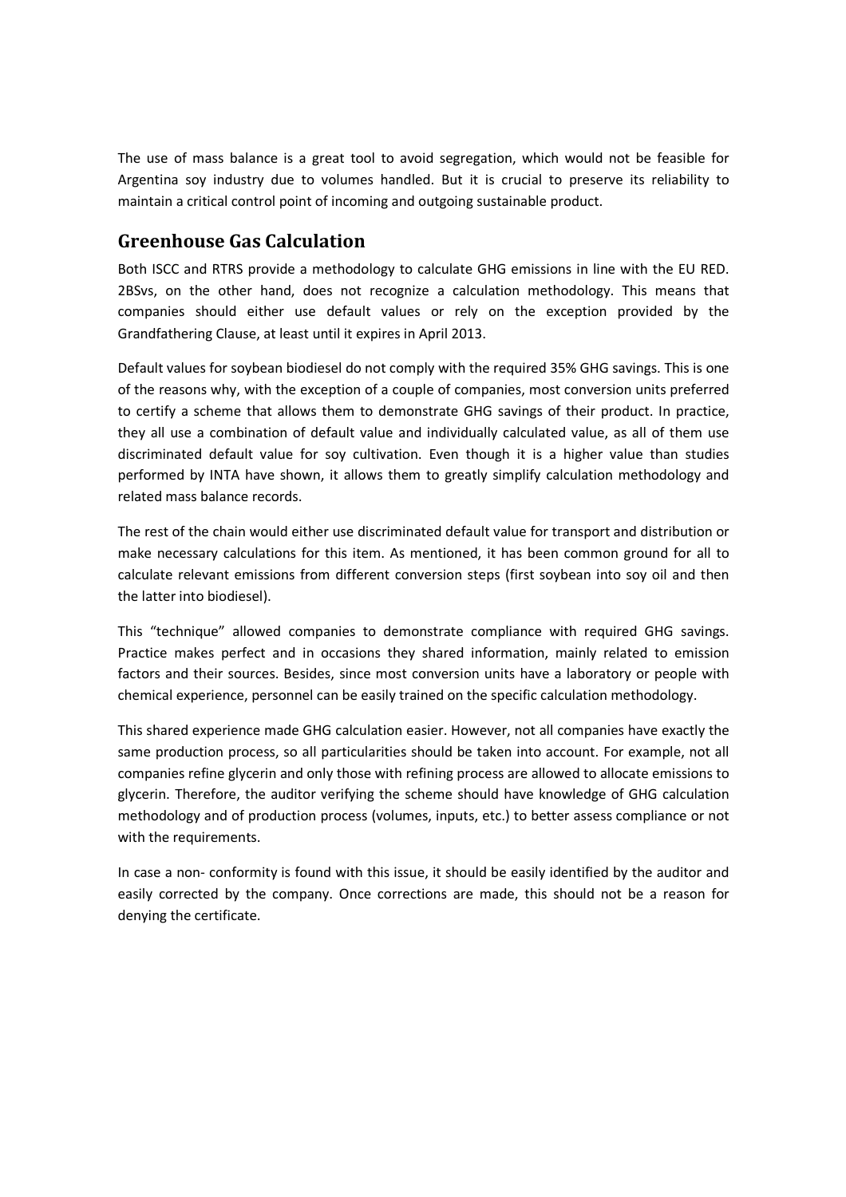The use of mass balance is a great tool to avoid segregation, which would not be feasible for Argentina soy industry due to volumes handled. But it is crucial to preserve its reliability to maintain a critical control point of incoming and outgoing sustainable product.

## Greenhouse Gas Calculation

Both ISCC and RTRS provide a methodology to calculate GHG emissions in line with the EU RED. 2BSvs, on the other hand, does not recognize a calculation methodology. This means that companies should either use default values or rely on the exception provided by the Grandfathering Clause, at least until it expires in April 2013.

Default values for soybean biodiesel do not comply with the required 35% GHG savings. This is one of the reasons why, with the exception of a couple of companies, most conversion units preferred to certify a scheme that allows them to demonstrate GHG savings of their product. In practice, they all use a combination of default value and individually calculated value, as all of them use discriminated default value for soy cultivation. Even though it is a higher value than studies performed by INTA have shown, it allows them to greatly simplify calculation methodology and related mass balance records.

The rest of the chain would either use discriminated default value for transport and distribution or make necessary calculations for this item. As mentioned, it has been common ground for all to calculate relevant emissions from different conversion steps (first soybean into soy oil and then the latter into biodiesel).

This "technique" allowed companies to demonstrate compliance with required GHG savings. Practice makes perfect and in occasions they shared information, mainly related to emission factors and their sources. Besides, since most conversion units have a laboratory or people with chemical experience, personnel can be easily trained on the specific calculation methodology.

This shared experience made GHG calculation easier. However, not all companies have exactly the same production process, so all particularities should be taken into account. For example, not all companies refine glycerin and only those with refining process are allowed to allocate emissions to glycerin. Therefore, the auditor verifying the scheme should have knowledge of GHG calculation methodology and of production process (volumes, inputs, etc.) to better assess compliance or not with the requirements.

In case a non- conformity is found with this issue, it should be easily identified by the auditor and easily corrected by the company. Once corrections are made, this should not be a reason for denying the certificate.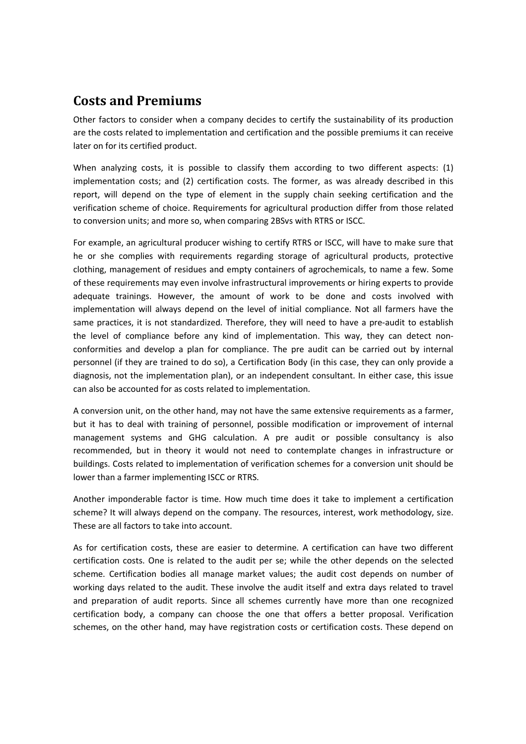## Costs and Premiums

Other factors to consider when a company decides to certify the sustainability of its production are the costs related to implementation and certification and the possible premiums it can receive later on for its certified product.

When analyzing costs, it is possible to classify them according to two different aspects: (1) implementation costs; and (2) certification costs. The former, as was already described in this report, will depend on the type of element in the supply chain seeking certification and the verification scheme of choice. Requirements for agricultural production differ from those related to conversion units; and more so, when comparing 2BSvs with RTRS or ISCC.

For example, an agricultural producer wishing to certify RTRS or ISCC, will have to make sure that he or she complies with requirements regarding storage of agricultural products, protective clothing, management of residues and empty containers of agrochemicals, to name a few. Some of these requirements may even involve infrastructural improvements or hiring experts to provide adequate trainings. However, the amount of work to be done and costs involved with implementation will always depend on the level of initial compliance. Not all farmers have the same practices, it is not standardized. Therefore, they will need to have a pre-audit to establish the level of compliance before any kind of implementation. This way, they can detect non-conformities and develop a plan for compliance. The pre audit can be carried out by internal personnel (if they are trained to do so), a Certification Body (in this case, they can only provide a diagnosis, not the implementation plan), or an independent consultant. In either case, this issue can also be accounted for as costs related to implementation.

A conversion unit, on the other hand, may not have the same extensive requirements as a farmer, but it has to deal with training of personnel, possible modification or improvement of internal management systems and GHG calculation. A pre audit or possible consultancy is also recommended, but in theory it would not need to contemplate changes in infrastructure or buildings. Costs related to implementation of verification schemes for a conversion unit should be lower than a farmer implementing ISCC or RTRS.

Another imponderable factor is time. How much time does it take to implement a certification scheme? It will always depend on the company. The resources, interest, work methodology, size. These are all factors to take into account.

As for certification costs, these are easier to determine. A certification can have two different certification costs. One is related to the audit per se; while the other depends on the selected scheme. Certification bodies all manage market values; the audit cost depends on number of working days related to the audit. These involve the audit itself and extra days related to travel and preparation of audit reports. Since all schemes currently have more than one recognized certification body, a company can choose the one that offers a better proposal. Verification schemes, on the other hand, may have registration costs or certification costs. These depend on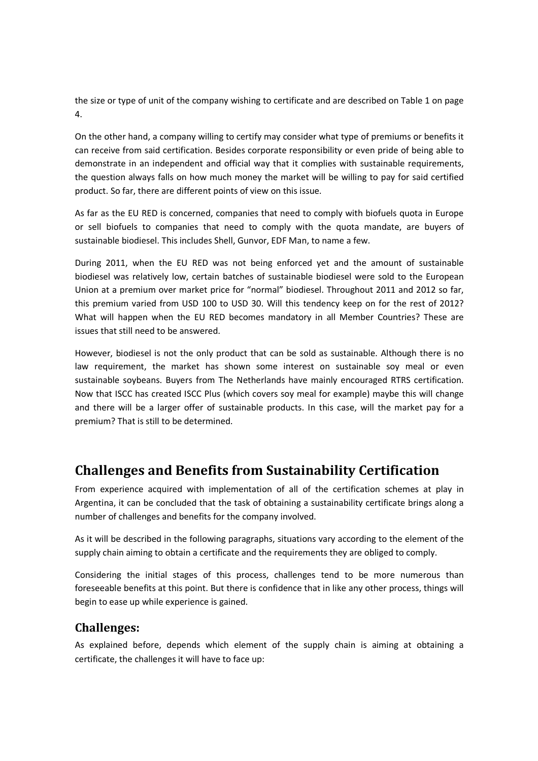the size or type of unit of the company wishing to certificate and are described on Table 1 on page 4.

On the other hand, a company willing to certify may consider what type of premiums or benefits it can receive from said certification. Besides corporate responsibility or even pride of being able to demonstrate in an independent and official way that it complies with sustainable requirements, the question always falls on how much money the market will be willing to pay for said certified product. So far, there are different points of view on this issue.

As far as the EU RED is concerned, companies that need to comply with biofuels quota in Europe or sell biofuels to companies that need to comply with the quota mandate, are buyers of sustainable biodiesel. This includes Shell, Gunvor, EDF Man, to name a few.

During 2011, when the EU RED was not being enforced yet and the amount of sustainable biodiesel was relatively low, certain batches of sustainable biodiesel were sold to the European Union at a premium over market price for "normal" biodiesel. Throughout 2011 and 2012 so far, this premium varied from USD 100 to USD 30. Will this tendency keep on for the rest of 2012? What will happen when the EU RED becomes mandatory in all Member Countries? These are issues that still need to be answered.

However, biodiesel is not the only product that can be sold as sustainable. Although there is no law requirement, the market has shown some interest on sustainable soy meal or even sustainable soybeans. Buyers from The Netherlands have mainly encouraged RTRS certification. Now that ISCC has created ISCC Plus (which covers soy meal for example) maybe this will change and there will be a larger offer of sustainable products. In this case, will the market pay for a premium? That is still to be determined.

## Challenges and Benefits from Sustainability Certification

From experience acquired with implementation of all of the certification schemes at play in Argentina, it can be concluded that the task of obtaining a sustainability certificate brings along a number of challenges and benefits for the company involved.

As it will be described in the following paragraphs, situations vary according to the element of the supply chain aiming to obtain a certificate and the requirements they are obliged to comply.

Considering the initial stages of this process, challenges tend to be more numerous than foreseeable benefits at this point. But there is confidence that in like any other process, things will begin to ease up while experience is gained.

### Challenges:

As explained before, depends which element of the supply chain is aiming at obtaining a certificate, the challenges it will have to face up: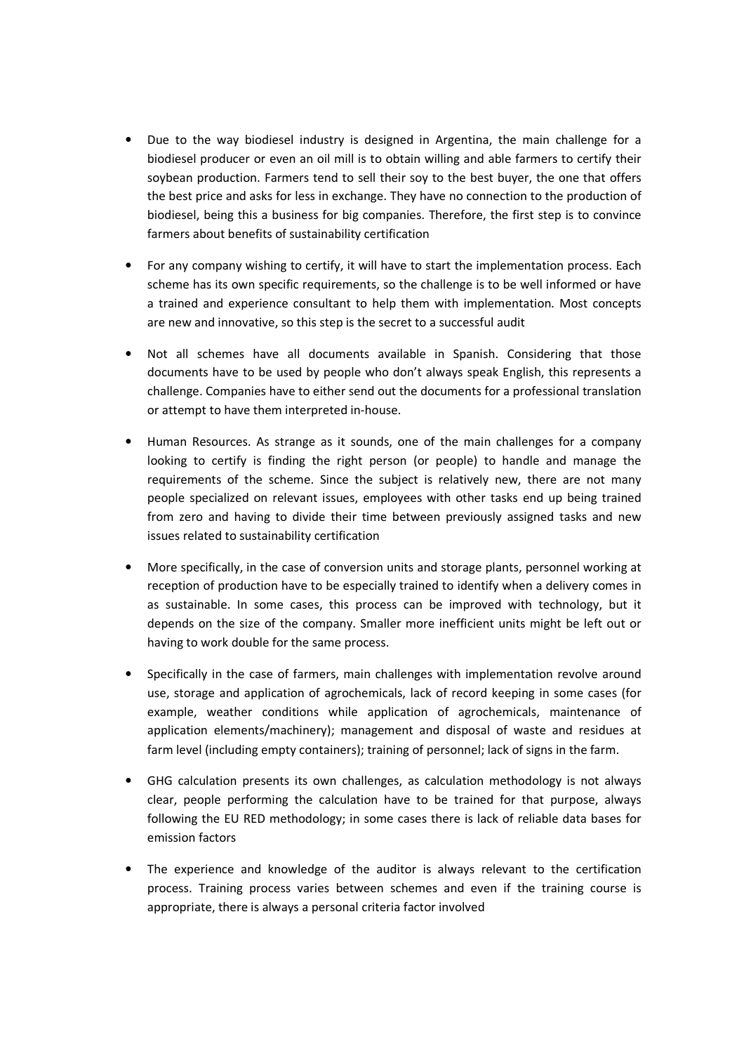- Due to the way biodiesel industry is designed in Argentina, the main challenge for a biodiesel producer or even an oil mill is to obtain willing and able farmers to certify their soybean production. Farmers tend to sell their soy to the best buyer, the one that offers the best price and asks for less in exchange. They have no connection to the production of biodiesel, being this a business for big companies. Therefore, the first step is to convince farmers about benefits of sustainability certification

- For any company wishing to certify, it will have to start the implementation process. Each scheme has its own specific requirements, so the challenge is to be well informed or have a trained and experience consultant to help them with implementation. Most concepts are new and innovative, so this step is the secret to a successful audit

- Not all schemes have all documents available in Spanish. Considering that those documents have to be used by people who don't always speak English, this represents a challenge. Companies have to either send out the documents for a professional translation or attempt to have them interpreted in-house.

- Human Resources. As strange as it sounds, one of the main challenges for a company looking to certify is finding the right person (or people) to handle and manage the requirements of the scheme. Since the subject is relatively new, there are not many people specialized on relevant issues, employees with other tasks end up being trained from zero and having to divide their time between previously assigned tasks and new issues related to sustainability certification

- More specifically, in the case of conversion units and storage plants, personnel working at reception of production have to be especially trained to identify when a delivery comes in as sustainable. In some cases, this process can be improved with technology, but it depends on the size of the company. Smaller more inefficient units might be left out or having to work double for the same process.

- Specifically in the case of farmers, main challenges with implementation revolve around use, storage and application of agrochemicals, lack of record keeping in some cases (for example, weather conditions while application of agrochemicals, maintenance of application elements/machinery); management and disposal of waste and residues at farm level (including empty containers); training of personnel; lack of signs in the farm.

- GHG calculation presents its own challenges, as calculation methodology is not always clear, people performing the calculation have to be trained for that purpose, always following the EU RED methodology; in some cases there is lack of reliable data bases for emission factors

- The experience and knowledge of the auditor is always relevant to the certification process. Training process varies between schemes and even if the training course is appropriate, there is always a personal criteria factor involved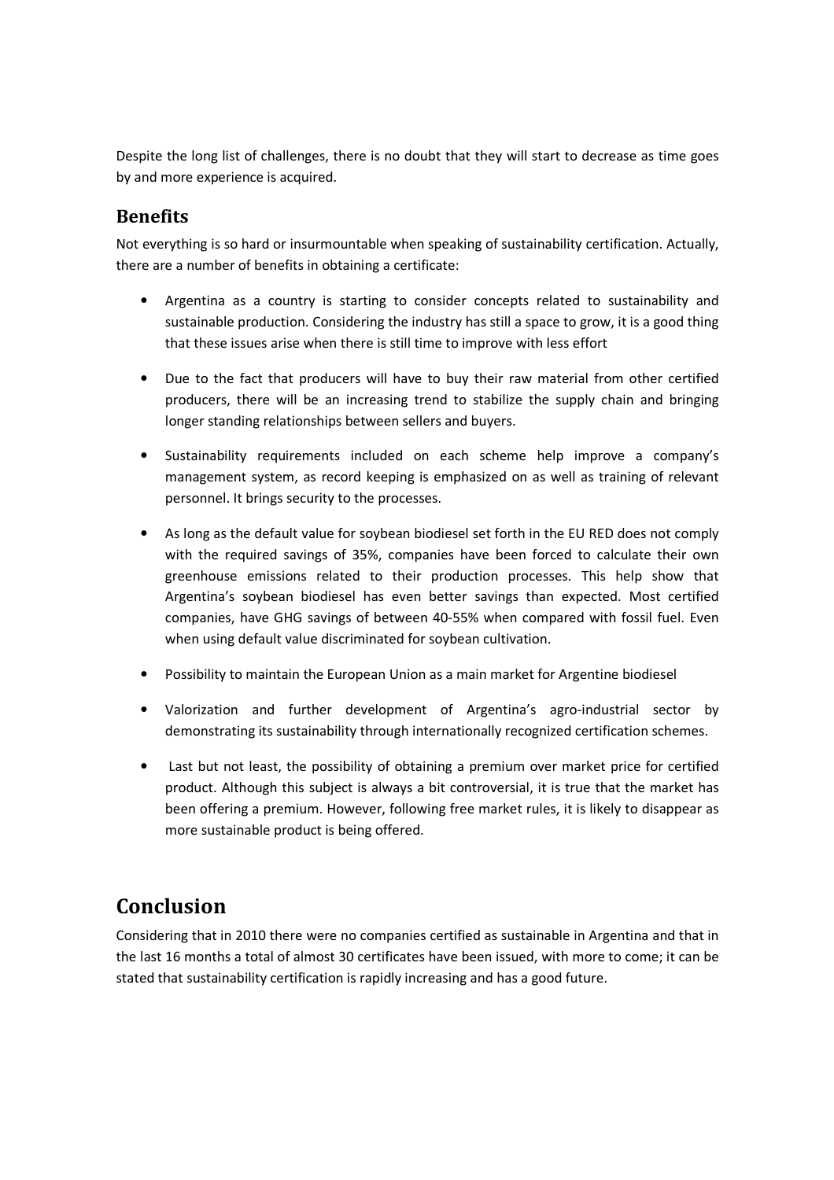Despite the long list of challenges, there is no doubt that they will start to decrease as time goes by and more experience is acquired.

### Benefits

Not everything is so hard or insurmountable when speaking of sustainability certification. Actually, there are a number of benefits in obtaining a certificate:

- Argentina as a country is starting to consider concepts related to sustainability and sustainable production. Considering the industry has still a space to grow, it is a good thing that these issues arise when there is still time to improve with less effort
- Due to the fact that producers will have to buy their raw material from other certified producers, there will be an increasing trend to stabilize the supply chain and bringing longer standing relationships between sellers and buyers.
- Sustainability requirements included on each scheme help improve a company's management system, as record keeping is emphasized on as well as training of relevant personnel. It brings security to the processes.
- As long as the default value for soybean biodiesel set forth in the EU RED does not comply with the required savings of 35%, companies have been forced to calculate their own greenhouse emissions related to their production processes. This help show that Argentina's soybean biodiesel has even better savings than expected. Most certified companies, have GHG savings of between 40-55% when compared with fossil fuel. Even when using default value discriminated for soybean cultivation.
- Possibility to maintain the European Union as a main market for Argentine biodiesel
- Valorization and further development of Argentina's agro-industrial sector by demonstrating its sustainability through internationally recognized certification schemes.
- Last but not least, the possibility of obtaining a premium over market price for certified product. Although this subject is always a bit controversial, it is true that the market has been offering a premium. However, following free market rules, it is likely to disappear as more sustainable product is being offered.

## Conclusion

Considering that in 2010 there were no companies certified as sustainable in Argentina and that in the last 16 months a total of almost 30 certificates have been issued, with more to come; it can be stated that sustainability certification is rapidly increasing and has a good future.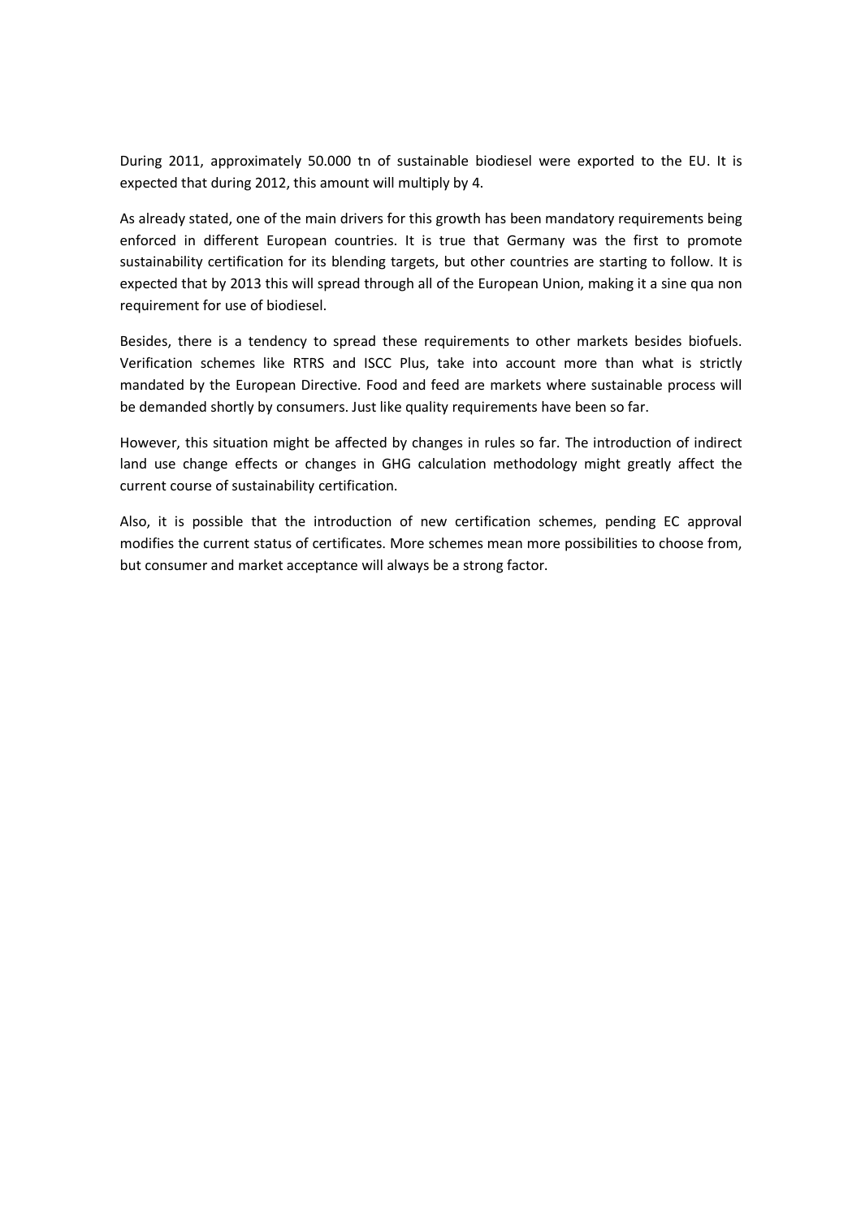During 2011, approximately 50.000 tn of sustainable biodiesel were exported to the EU. It is expected that during 2012, this amount will multiply by 4.

As already stated, one of the main drivers for this growth has been mandatory requirements being enforced in different European countries. It is true that Germany was the first to promote sustainability certification for its blending targets, but other countries are starting to follow. It is expected that by 2013 this will spread through all of the European Union, making it a sine qua non requirement for use of biodiesel.

Besides, there is a tendency to spread these requirements to other markets besides biofuels. Verification schemes like RTRS and ISCC Plus, take into account more than what is strictly mandated by the European Directive. Food and feed are markets where sustainable process will be demanded shortly by consumers. Just like quality requirements have been so far.

However, this situation might be affected by changes in rules so far. The introduction of indirect land use change effects or changes in GHG calculation methodology might greatly affect the current course of sustainability certification.

Also, it is possible that the introduction of new certification schemes, pending EC approval modifies the current status of certificates. More schemes mean more possibilities to choose from, but consumer and market acceptance will always be a strong factor.